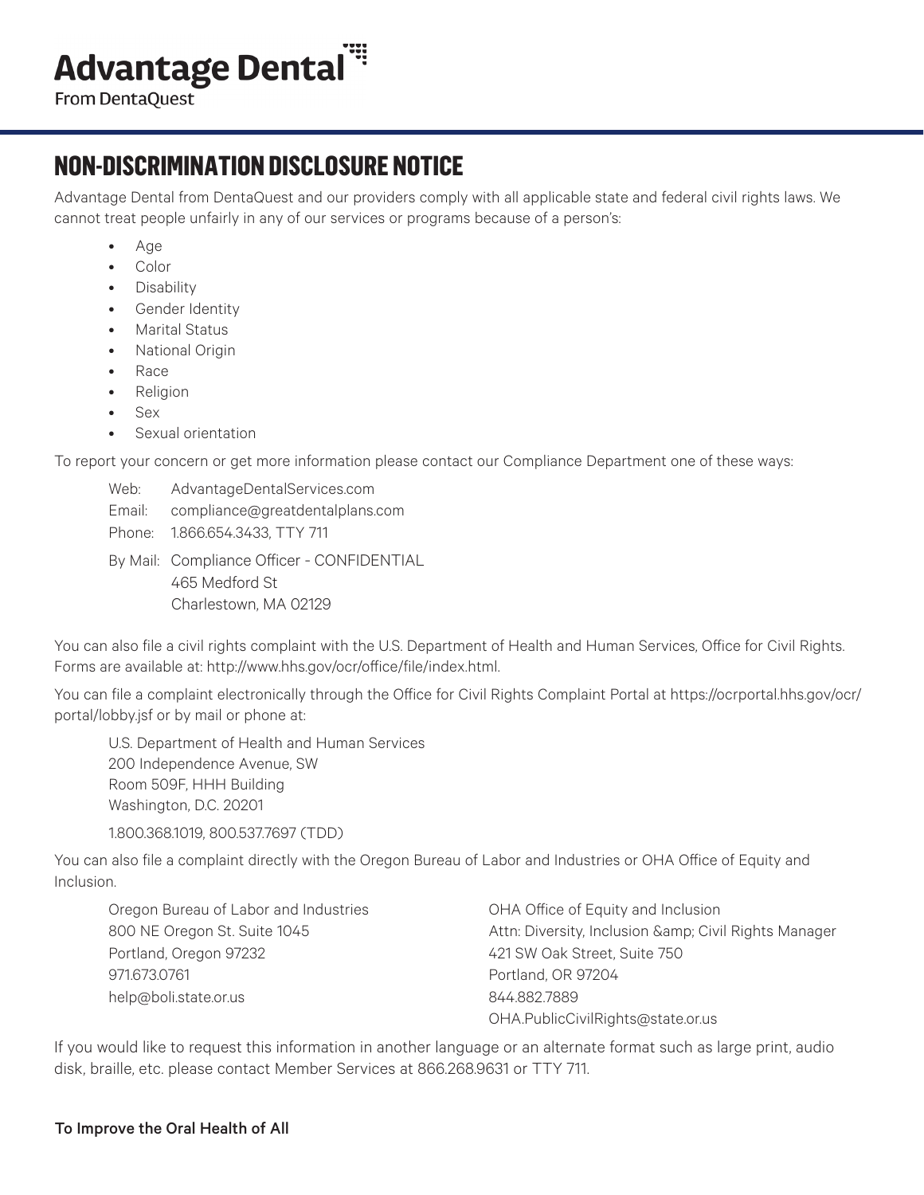# Advantage Dental

From DentaQuest

## NON-DISCRIMINATION DISCLOSURE NOTICE

Advantage Dental from DentaQuest and our providers comply with all applicable state and federal civil rights laws. We cannot treat people unfairly in any of our services or programs because of a person's:

- Age
- Color
- Disability
- Gender Identity
- Marital Status
- National Origin
- Race
- Religion
- Sex
- Sexual orientation

To report your concern or get more information please contact our Compliance Department one of these ways:

Web: AdvantageDentalServices.com
Email: compliance@greatdentalplans.com
Phone: 1.866.654.3433, TTY 711

By Mail: Compliance Officer - CONFIDENTIAL
465 Medford St
Charlestown, MA 02129

You can also file a civil rights complaint with the U.S. Department of Health and Human Services, Office for Civil Rights. Forms are available at: http://www.hhs.gov/ocr/office/file/index.html.

You can file a complaint electronically through the Office for Civil Rights Complaint Portal at https://ocrportal.hhs.gov/ocr/portal/lobby.jsf or by mail or phone at:

U.S. Department of Health and Human Services
200 Independence Avenue, SW
Room 509F, HHH Building
Washington, D.C. 20201

1.800.368.1019, 800.537.7697 (TDD)

You can also file a complaint directly with the Oregon Bureau of Labor and Industries or OHA Office of Equity and Inclusion.

Oregon Bureau of Labor and Industries
800 NE Oregon St. Suite 1045
Portland, Oregon 97232
971.673.0761
help@boli.state.or.us

OHA Office of Equity and Inclusion
Attn: Diversity, Inclusion &amp; Civil Rights Manager
421 SW Oak Street, Suite 750
Portland, OR 97204
844.882.7889
OHA.PublicCivilRights@state.or.us

If you would like to request this information in another language or an alternate format such as large print, audio disk, braille, etc. please contact Member Services at 866.268.9631 or TTY 711.

**To Improve the Oral Health of All**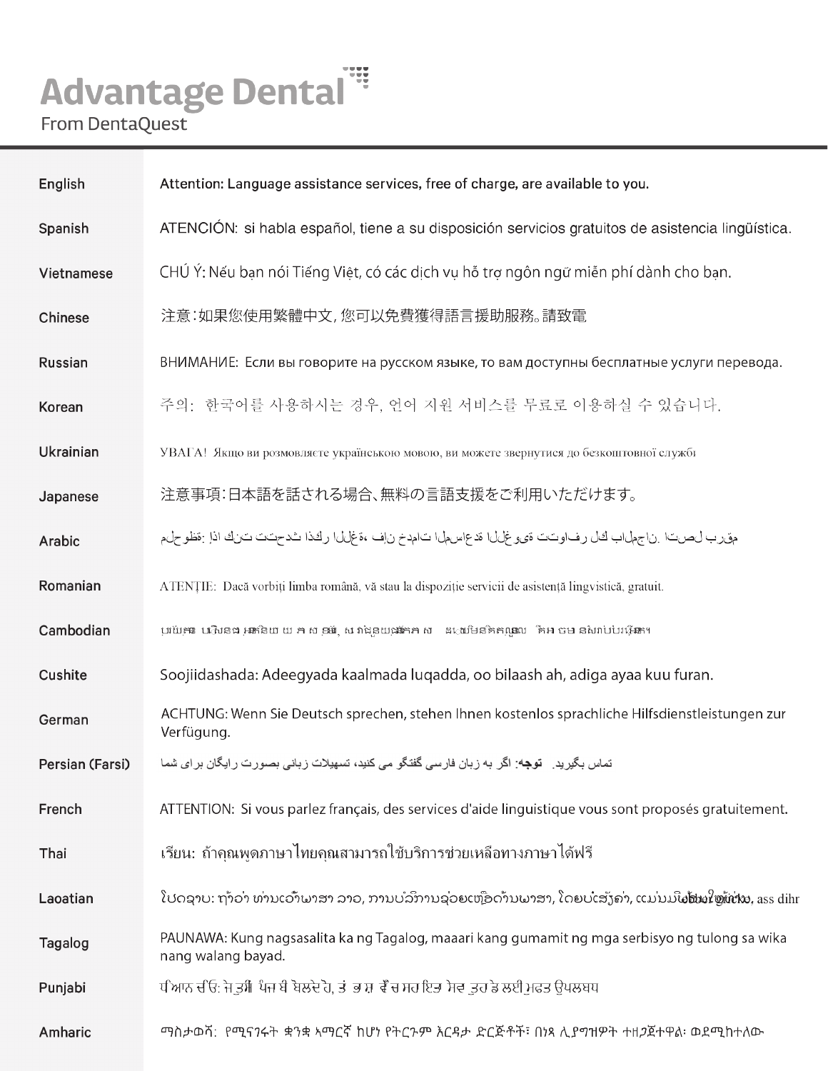# Advantage Dental

From DentaQuest

| | |
|---|---|
| English | Attention: Language assistance services, free of charge, are available to you. |
| Spanish | ATENCIÓN: si habla español, tiene a su disposición servicios gratuitos de asistencia lingüística. |
| Vietnamese | CHÚ Ý: Nếu bạn nói Tiếng Việt, có các dịch vụ hỗ trợ ngôn ngữ miễn phí dành cho bạn. |
| Chinese | 注意：如果您使用繁體中文，您可以免費獲得語言援助服務。請致電 |
| Russian | ВНИМАНИЕ: Если вы говорите на русском языке, то вам доступны бесплатные услуги перевода. |
| Korean | 주의: 한국어를 사용하시는 경우, 언어 지원 서비스를 무료로 이용하실 수 있습니다. |
| Ukrainian | УВАГА! Якщо ви розмовляєте українською мовою, ви можете звернутися до безкоштовної служби |
| Japanese | 注意事項：日本語を話される場合、無料の言語支援をご利用いただけます。 |
| Arabic | ملحوظة: إذا كنت تتحدث اذكر اللغة، فإن خدمات المساعدة اللغوية تتوافر لك بالمجان. اتصل برقم |
| Romanian | ATENȚIE: Dacă vorbiți limba română, vă stau la dispoziție servicii de asistență lingvistică, gratuit. |
| Cambodian | ប្រយ័ត្ន៖ បើសិនជាអ្នកនិយាយ ភាសាខ្មែរ, សេវាជំនួយផ្នែកភាសា ដោយមិនគិតឈ្នួល គឺអាចមានសំរាប់បំរើអ្នក។ |
| Cushite | Soojiidashada: Adeegyada kaalmada luqadda, oo bilaash ah, adiga ayaa kuu furan. |
| German | ACHTUNG: Wenn Sie Deutsch sprechen, stehen Ihnen kostenlos sprachliche Hilfsdienstleistungen zur Verfügung. |
| Persian (Farsi) | توجه: اگر به زبان فارسی گفتگو می کنید، تسهیلات زبانی بصورت رایگان برای شما تماس بگیرید. |
| French | ATTENTION: Si vous parlez français, des services d'aide linguistique vous sont proposés gratuitement. |
| Thai | เรียน: ถ้าคุณพูดภาษาไทยคุณสามารถใช้บริการช่วยเหลือทางภาษาได้ฟรี |
| Laoatian | ໂປດຊາບ: ຖ້າວ່າ ທ່ານເວົ້າພາສາ ລາວ, ການບໍລິການຊ່ວຍເຫຼືອດ້ານພາສາ, ໂດຍບໍ່ເສັງຄ່າ, ແມ່ນມີພ້ອມໃຫ້ທ່ານ. ass dihr |
| Tagalog | PAUNAWA: Kung nagsasalita ka ng Tagalog, maaari kang gumamit ng mga serbisyo ng tulong sa wika nang walang bayad. |
| Punjabi | ਧਿਆਨ ਦਿਓ: ਜੇ ਤੁਸੀਂ ਪੰਜਾਬੀ ਬੋਲਦੇ ਹੋ, ਤਾਂ ਭਾਸ਼ਾ ਵਿੱਚ ਸਹਾਇਤਾ ਸੇਵਾ ਤੁਹਾਡੇ ਲਈ ਮੁਫਤ ਉਪਲਬਧ |
| Amharic | ማስታወሻ: የሚናገሩት ቋንቋ ኣማርኛ ከሆነ የትርጉም እርዳታ ድርጅቶች፣ በነጻ ሊያግዝዎት ተዘጋጀተዋል፡ ወደሚከተለው |